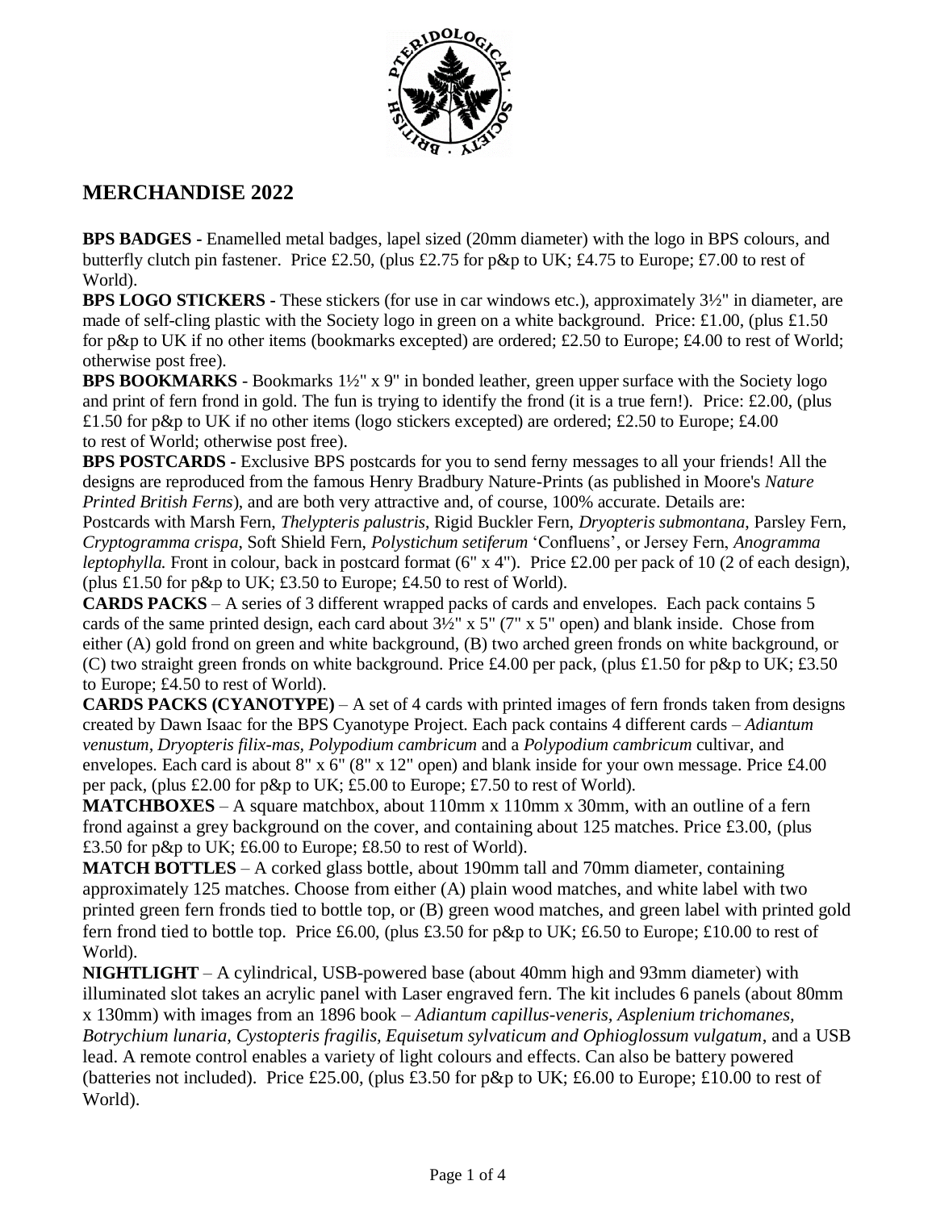## MERCHANDISE 2022

**BPS BADGES -** Enamelled metal badges, lapel sized (20mm diameter) with the logo in BPS colours, and butterfly clutch pin fastener. Price £2.50, (plus £2.75 for p&p to UK; £4.75 to Europe; £7.00 to rest of World).

**BPS LOGO STICKERS -** These stickers (for use in car windows etc.), approximately 3½" in diameter, are made of self-cling plastic with the Society logo in green on a white background. Price: £1.00, (plus £1.50 for p&p to UK if no other items (bookmarks excepted) are ordered; £2.50 to Europe; £4.00 to rest of World; otherwise post free).

**BPS BOOKMARKS** - Bookmarks 1½" x 9" in bonded leather, green upper surface with the Society logo and print of fern frond in gold. The fun is trying to identify the frond (it is a true fern!). Price: £2.00, (plus £1.50 for p&p to UK if no other items (logo stickers excepted) are ordered; £2.50 to Europe; £4.00 to rest of World; otherwise post free).

**BPS POSTCARDS -** Exclusive BPS postcards for you to send ferny messages to all your friends! All the designs are reproduced from the famous Henry Bradbury Nature-Prints (as published in Moore's *Nature Printed British Ferns*), and are both very attractive and, of course, 100% accurate. Details are: Postcards with Marsh Fern, *Thelypteris palustris*, Rigid Buckler Fern, *Dryopteris submontana*, Parsley Fern, *Cryptogramma crispa*, Soft Shield Fern, *Polystichum setiferum* 'Confluens', or Jersey Fern, *Anogramma leptophylla.* Front in colour, back in postcard format (6" x 4"). Price £2.00 per pack of 10 (2 of each design), (plus £1.50 for p&p to UK; £3.50 to Europe; £4.50 to rest of World).

**CARDS PACKS** – A series of 3 different wrapped packs of cards and envelopes. Each pack contains 5 cards of the same printed design, each card about 3½" x 5" (7" x 5" open) and blank inside. Chose from either (A) gold frond on green and white background, (B) two arched green fronds on white background, or (C) two straight green fronds on white background. Price £4.00 per pack, (plus £1.50 for p&p to UK; £3.50 to Europe; £4.50 to rest of World).

**CARDS PACKS (CYANOTYPE)** – A set of 4 cards with printed images of fern fronds taken from designs created by Dawn Isaac for the BPS Cyanotype Project. Each pack contains 4 different cards – *Adiantum venustum, Dryopteris filix-mas, Polypodium cambricum* and a *Polypodium cambricum* cultivar, and envelopes. Each card is about 8" x 6" (8" x 12" open) and blank inside for your own message. Price £4.00 per pack, (plus £2.00 for p&p to UK; £5.00 to Europe; £7.50 to rest of World).

**MATCHBOXES** – A square matchbox, about 110mm x 110mm x 30mm, with an outline of a fern frond against a grey background on the cover, and containing about 125 matches. Price £3.00, (plus £3.50 for p&p to UK; £6.00 to Europe; £8.50 to rest of World).

**MATCH BOTTLES** – A corked glass bottle, about 190mm tall and 70mm diameter, containing approximately 125 matches. Choose from either (A) plain wood matches, and white label with two printed green fern fronds tied to bottle top, or (B) green wood matches, and green label with printed gold fern frond tied to bottle top. Price £6.00, (plus £3.50 for p&p to UK; £6.50 to Europe; £10.00 to rest of World).

**NIGHTLIGHT** – A cylindrical, USB-powered base (about 40mm high and 93mm diameter) with illuminated slot takes an acrylic panel with Laser engraved fern. The kit includes 6 panels (about 80mm x 130mm) with images from an 1896 book – *Adiantum capillus-veneris, Asplenium trichomanes, Botrychium lunaria, Cystopteris fragilis, Equisetum sylvaticum and Ophioglossum vulgatum*, and a USB lead. A remote control enables a variety of light colours and effects. Can also be battery powered (batteries not included). Price £25.00, (plus £3.50 for p&p to UK; £6.00 to Europe; £10.00 to rest of World).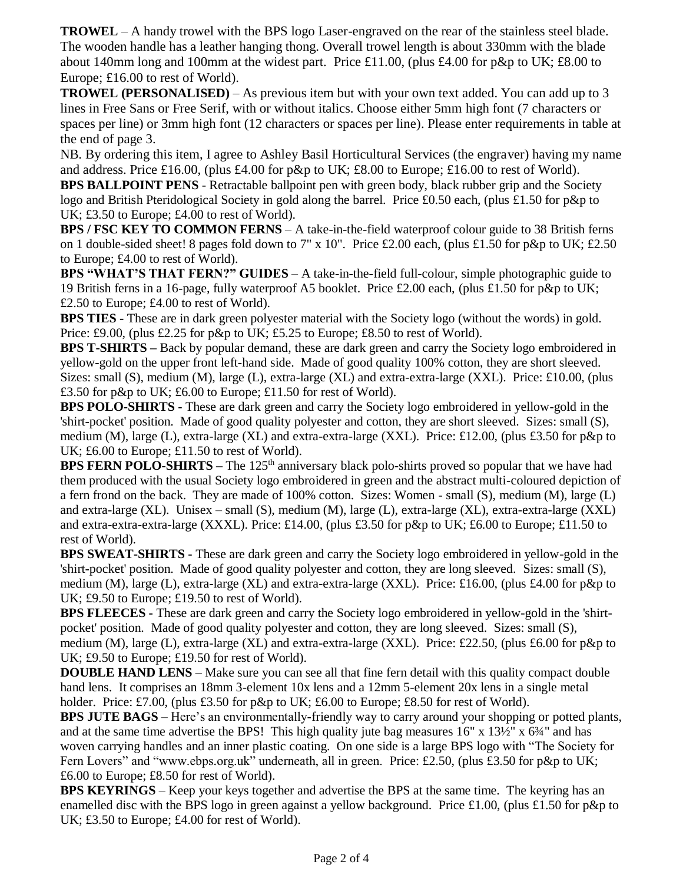**TROWEL** – A handy trowel with the BPS logo Laser-engraved on the rear of the stainless steel blade. The wooden handle has a leather hanging thong. Overall trowel length is about 330mm with the blade about 140mm long and 100mm at the widest part. Price £11.00, (plus £4.00 for p&p to UK; £8.00 to Europe; £16.00 to rest of World).

**TROWEL (PERSONALISED)** – As previous item but with your own text added. You can add up to 3 lines in Free Sans or Free Serif, with or without italics. Choose either 5mm high font (7 characters or spaces per line) or 3mm high font (12 characters or spaces per line). Please enter requirements in table at the end of page 3.

NB. By ordering this item, I agree to Ashley Basil Horticultural Services (the engraver) having my name and address. Price £16.00, (plus £4.00 for p&p to UK; £8.00 to Europe; £16.00 to rest of World).

**BPS BALLPOINT PENS** - Retractable ballpoint pen with green body, black rubber grip and the Society logo and British Pteridological Society in gold along the barrel. Price £0.50 each, (plus £1.50 for p&p to UK; £3.50 to Europe; £4.00 to rest of World).

**BPS / FSC KEY TO COMMON FERNS** – A take-in-the-field waterproof colour guide to 38 British ferns on 1 double-sided sheet! 8 pages fold down to 7" x 10". Price £2.00 each, (plus £1.50 for p&p to UK; £2.50 to Europe; £4.00 to rest of World).

**BPS "WHAT'S THAT FERN?" GUIDES** – A take-in-the-field full-colour, simple photographic guide to 19 British ferns in a 16-page, fully waterproof A5 booklet. Price £2.00 each, (plus £1.50 for p&p to UK; £2.50 to Europe; £4.00 to rest of World).

**BPS TIES** - These are in dark green polyester material with the Society logo (without the words) in gold. Price: £9.00, (plus £2.25 for p&p to UK; £5.25 to Europe; £8.50 to rest of World).

**BPS T-SHIRTS –** Back by popular demand, these are dark green and carry the Society logo embroidered in yellow-gold on the upper front left-hand side. Made of good quality 100% cotton, they are short sleeved. Sizes: small (S), medium (M), large (L), extra-large (XL) and extra-extra-large (XXL). Price: £10.00, (plus £3.50 for p&p to UK; £6.00 to Europe; £11.50 for rest of World).

**BPS POLO-SHIRTS -** These are dark green and carry the Society logo embroidered in yellow-gold in the 'shirt-pocket' position. Made of good quality polyester and cotton, they are short sleeved. Sizes: small (S), medium (M), large (L), extra-large (XL) and extra-extra-large (XXL). Price: £12.00, (plus £3.50 for p&p to UK; £6.00 to Europe; £11.50 to rest of World).

**BPS FERN POLO-SHIRTS –** The 125th anniversary black polo-shirts proved so popular that we have had them produced with the usual Society logo embroidered in green and the abstract multi-coloured depiction of a fern frond on the back. They are made of 100% cotton. Sizes: Women - small (S), medium (M), large (L) and extra-large (XL). Unisex – small (S), medium (M), large (L), extra-large (XL), extra-extra-large (XXL) and extra-extra-extra-large (XXXL). Price: £14.00, (plus £3.50 for p&p to UK; £6.00 to Europe; £11.50 to rest of World).

**BPS SWEAT-SHIRTS -** These are dark green and carry the Society logo embroidered in yellow-gold in the 'shirt-pocket' position. Made of good quality polyester and cotton, they are long sleeved. Sizes: small (S), medium (M), large (L), extra-large (XL) and extra-extra-large (XXL). Price: £16.00, (plus £4.00 for p&p to UK; £9.50 to Europe; £19.50 to rest of World).

**BPS FLEECES -** These are dark green and carry the Society logo embroidered in yellow-gold in the 'shirt-pocket' position. Made of good quality polyester and cotton, they are long sleeved. Sizes: small (S), medium (M), large (L), extra-large (XL) and extra-extra-large (XXL). Price: £22.50, (plus £6.00 for p&p to UK; £9.50 to Europe; £19.50 for rest of World).

**DOUBLE HAND LENS** – Make sure you can see all that fine fern detail with this quality compact double hand lens. It comprises an 18mm 3-element 10x lens and a 12mm 5-element 20x lens in a single metal holder. Price: £7.00, (plus £3.50 for p&p to UK; £6.00 to Europe; £8.50 for rest of World).

**BPS JUTE BAGS** – Here's an environmentally-friendly way to carry around your shopping or potted plants, and at the same time advertise the BPS! This high quality jute bag measures 16" x 13½" x 6¾" and has woven carrying handles and an inner plastic coating. On one side is a large BPS logo with "The Society for Fern Lovers" and "www.ebps.org.uk" underneath, all in green. Price: £2.50, (plus £3.50 for p&p to UK; £6.00 to Europe; £8.50 for rest of World).

**BPS KEYRINGS** – Keep your keys together and advertise the BPS at the same time. The keyring has an enamelled disc with the BPS logo in green against a yellow background. Price £1.00, (plus £1.50 for p&p to UK; £3.50 to Europe; £4.00 for rest of World).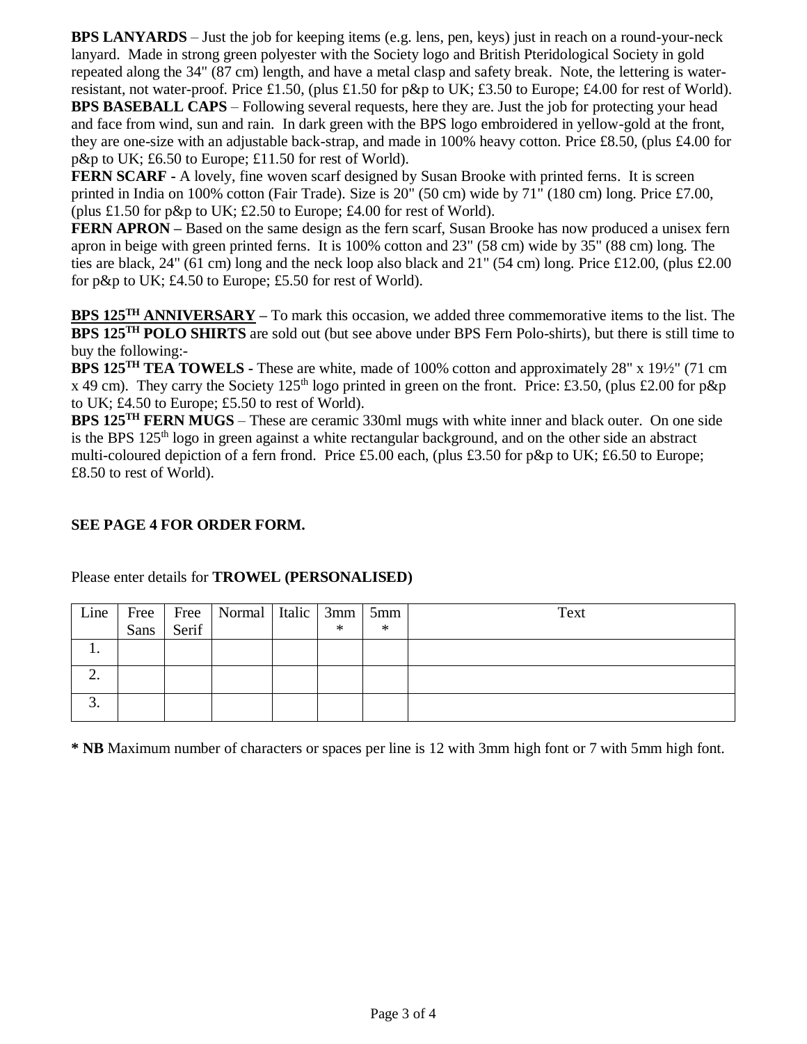**BPS LANYARDS** – Just the job for keeping items (e.g. lens, pen, keys) just in reach on a round-your-neck lanyard. Made in strong green polyester with the Society logo and British Pteridological Society in gold repeated along the 34" (87 cm) length, and have a metal clasp and safety break. Note, the lettering is water-resistant, not water-proof. Price £1.50, (plus £1.50 for p&p to UK; £3.50 to Europe; £4.00 for rest of World).

**BPS BASEBALL CAPS** – Following several requests, here they are. Just the job for protecting your head and face from wind, sun and rain. In dark green with the BPS logo embroidered in yellow-gold at the front, they are one-size with an adjustable back-strap, and made in 100% heavy cotton. Price £8.50, (plus £4.00 for p&p to UK; £6.50 to Europe; £11.50 for rest of World).

**FERN SCARF** - A lovely, fine woven scarf designed by Susan Brooke with printed ferns. It is screen printed in India on 100% cotton (Fair Trade). Size is 20" (50 cm) wide by 71" (180 cm) long. Price £7.00, (plus £1.50 for p&p to UK; £2.50 to Europe; £4.00 for rest of World).

**FERN APRON** – Based on the same design as the fern scarf, Susan Brooke has now produced a unisex fern apron in beige with green printed ferns. It is 100% cotton and 23" (58 cm) wide by 35" (88 cm) long. The ties are black, 24" (61 cm) long and the neck loop also black and 21" (54 cm) long. Price £12.00, (plus £2.00 for p&p to UK; £4.50 to Europe; £5.50 for rest of World).

**BPS 125TH ANNIVERSARY** – To mark this occasion, we added three commemorative items to the list. The **BPS 125TH POLO SHIRTS** are sold out (but see above under BPS Fern Polo-shirts), but there is still time to buy the following:-

**BPS 125TH TEA TOWELS** - These are white, made of 100% cotton and approximately 28" x 19½" (71 cm x 49 cm). They carry the Society 125th logo printed in green on the front. Price: £3.50, (plus £2.00 for p&p to UK; £4.50 to Europe; £5.50 to rest of World).

**BPS 125TH FERN MUGS** – These are ceramic 330ml mugs with white inner and black outer. On one side is the BPS 125th logo in green against a white rectangular background, and on the other side an abstract multi-coloured depiction of a fern frond. Price £5.00 each, (plus £3.50 for p&p to UK; £6.50 to Europe; £8.50 to rest of World).

**SEE PAGE 4 FOR ORDER FORM.**

Please enter details for **TROWEL (PERSONALISED)**

| Line | Free Sans | Free Serif | Normal | Italic | 3mm * | 5mm * | Text |
|---|---|---|---|---|---|---|---|
| 1. | | | | | | | |
| 2. | | | | | | | |
| 3. | | | | | | | |

**\* NB** Maximum number of characters or spaces per line is 12 with 3mm high font or 7 with 5mm high font.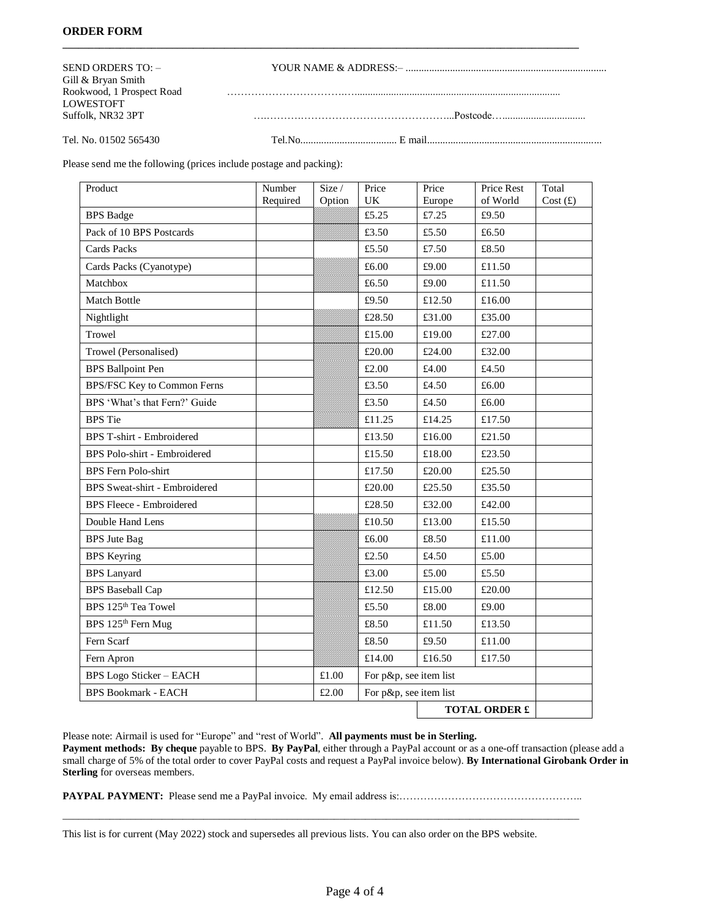## ORDER FORM

SEND ORDERS TO: –
Gill & Bryan Smith
Rookwood, 1 Prospect Road
LOWESTOFT
Suffolk, NR32 3PT

Tel. No. 01502 565430

YOUR NAME & ADDRESS:– ............................................................................

………………………………..…..............................................................................

…..……………………………………………………...Postcode…...............................

Tel.No..................................... E mail...................................................................

Please send me the following (prices include postage and packing):

| Product | Number Required | Size / Option | Price UK | Price Europe | Price Rest of World | Total Cost (£) |
|---|---|---|---|---|---|---|
| BPS Badge | | | £5.25 | £7.25 | £9.50 | |
| Pack of 10 BPS Postcards | | | £3.50 | £5.50 | £6.50 | |
| Cards Packs | | | £5.50 | £7.50 | £8.50 | |
| Cards Packs (Cyanotype) | | | £6.00 | £9.00 | £11.50 | |
| Matchbox | | | £6.50 | £9.00 | £11.50 | |
| Match Bottle | | | £9.50 | £12.50 | £16.00 | |
| Nightlight | | | £28.50 | £31.00 | £35.00 | |
| Trowel | | | £15.00 | £19.00 | £27.00 | |
| Trowel (Personalised) | | | £20.00 | £24.00 | £32.00 | |
| BPS Ballpoint Pen | | | £2.00 | £4.00 | £4.50 | |
| BPS/FSC Key to Common Ferns | | | £3.50 | £4.50 | £6.00 | |
| BPS 'What's that Fern?' Guide | | | £3.50 | £4.50 | £6.00 | |
| BPS Tie | | | £11.25 | £14.25 | £17.50 | |
| BPS T-shirt - Embroidered | | | £13.50 | £16.00 | £21.50 | |
| BPS Polo-shirt - Embroidered | | | £15.50 | £18.00 | £23.50 | |
| BPS Fern Polo-shirt | | | £17.50 | £20.00 | £25.50 | |
| BPS Sweat-shirt - Embroidered | | | £20.00 | £25.50 | £35.50 | |
| BPS Fleece - Embroidered | | | £28.50 | £32.00 | £42.00 | |
| Double Hand Lens | | | £10.50 | £13.00 | £15.50 | |
| BPS Jute Bag | | | £6.00 | £8.50 | £11.00 | |
| BPS Keyring | | | £2.50 | £4.50 | £5.00 | |
| BPS Lanyard | | | £3.00 | £5.00 | £5.50 | |
| BPS Baseball Cap | | | £12.50 | £15.00 | £20.00 | |
| BPS 125th Tea Towel | | | £5.50 | £8.00 | £9.00 | |
| BPS 125th Fern Mug | | | £8.50 | £11.50 | £13.50 | |
| Fern Scarf | | | £8.50 | £9.50 | £11.00 | |
| Fern Apron | | | £14.00 | £16.50 | £17.50 | |
| BPS Logo Sticker – EACH | | £1.00 | For p&p, see item list | | | |
| BPS Bookmark - EACH | | £2.00 | For p&p, see item list | | | |
| | | | | **TOTAL ORDER £** | | |

Please note: Airmail is used for "Europe" and "rest of World". **All payments must be in Sterling.**
**Payment methods: By cheque** payable to BPS. **By PayPal**, either through a PayPal account or as a one-off transaction (please add a small charge of 5% of the total order to cover PayPal costs and request a PayPal invoice below). **By International Girobank Order in Sterling** for overseas members.

**PAYPAL PAYMENT:** Please send me a PayPal invoice. My email address is:……………………………………………..

This list is for current (May 2022) stock and supersedes all previous lists. You can also order on the BPS website.